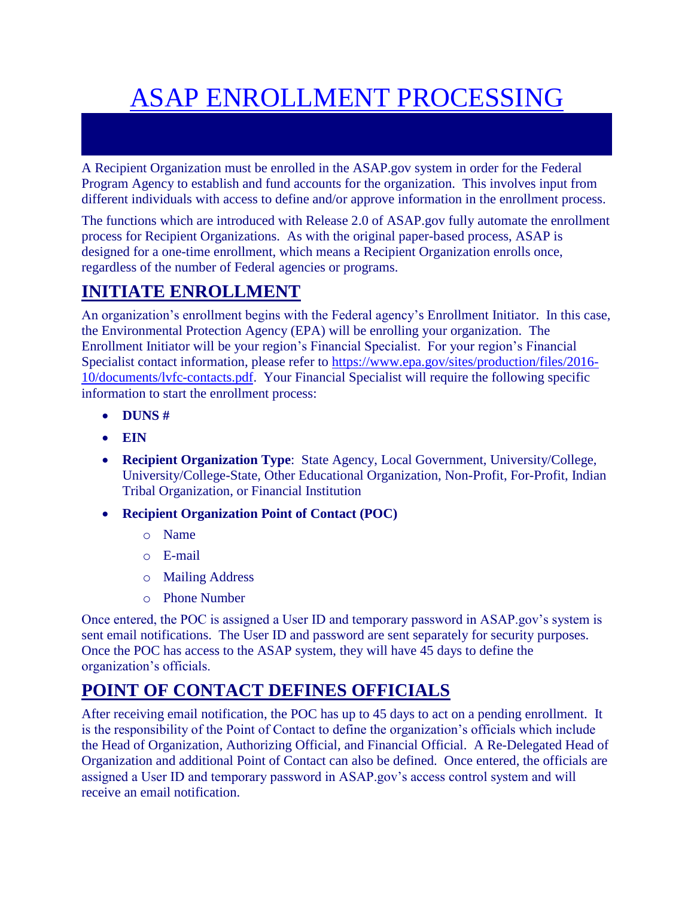# ASAP ENROLLMENT PROCESSING

A Recipient Organization must be enrolled in the ASAP.gov system in order for the Federal Program Agency to establish and fund accounts for the organization. This involves input from different individuals with access to define and/or approve information in the enrollment process.

The functions which are introduced with Release 2.0 of ASAP.gov fully automate the enrollment process for Recipient Organizations. As with the original paper-based process, ASAP is designed for a one-time enrollment, which means a Recipient Organization enrolls once, regardless of the number of Federal agencies or programs.

## INITIATE ENROLLMENT

An organization's enrollment begins with the Federal agency's Enrollment Initiator. In this case, the Environmental Protection Agency (EPA) will be enrolling your organization. The Enrollment Initiator will be your region's Financial Specialist. For your region's Financial Specialist contact information, please refer to https://www.epa.gov/sites/production/files/2016-10/documents/lvfc-contacts.pdf. Your Financial Specialist will require the following specific information to start the enrollment process:

- **DUNS #**
- **EIN**
- **Recipient Organization Type**: State Agency, Local Government, University/College, University/College-State, Other Educational Organization, Non-Profit, For-Profit, Indian Tribal Organization, or Financial Institution
- **Recipient Organization Point of Contact (POC)**
  - Name
  - E-mail
  - Mailing Address
  - Phone Number

Once entered, the POC is assigned a User ID and temporary password in ASAP.gov's system is sent email notifications. The User ID and password are sent separately for security purposes. Once the POC has access to the ASAP system, they will have 45 days to define the organization's officials.

## POINT OF CONTACT DEFINES OFFICIALS

After receiving email notification, the POC has up to 45 days to act on a pending enrollment. It is the responsibility of the Point of Contact to define the organization's officials which include the Head of Organization, Authorizing Official, and Financial Official. A Re-Delegated Head of Organization and additional Point of Contact can also be defined. Once entered, the officials are assigned a User ID and temporary password in ASAP.gov's access control system and will receive an email notification.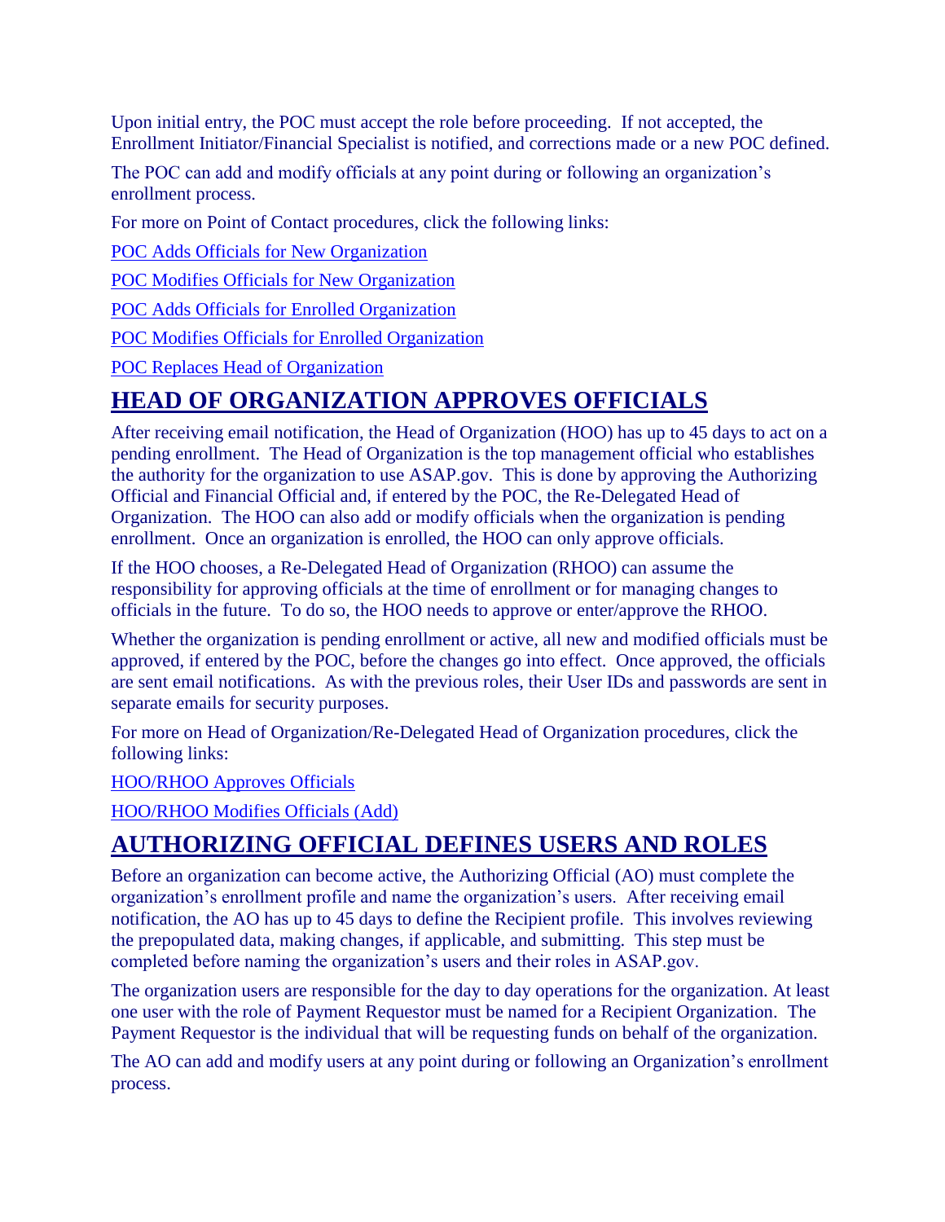Upon initial entry, the POC must accept the role before proceeding. If not accepted, the Enrollment Initiator/Financial Specialist is notified, and corrections made or a new POC defined.

The POC can add and modify officials at any point during or following an organization's enrollment process.

For more on Point of Contact procedures, click the following links:

POC Adds Officials for New Organization

POC Modifies Officials for New Organization

POC Adds Officials for Enrolled Organization

POC Modifies Officials for Enrolled Organization

POC Replaces Head of Organization

## HEAD OF ORGANIZATION APPROVES OFFICIALS

After receiving email notification, the Head of Organization (HOO) has up to 45 days to act on a pending enrollment. The Head of Organization is the top management official who establishes the authority for the organization to use ASAP.gov. This is done by approving the Authorizing Official and Financial Official and, if entered by the POC, the Re-Delegated Head of Organization. The HOO can also add or modify officials when the organization is pending enrollment. Once an organization is enrolled, the HOO can only approve officials.

If the HOO chooses, a Re-Delegated Head of Organization (RHOO) can assume the responsibility for approving officials at the time of enrollment or for managing changes to officials in the future. To do so, the HOO needs to approve or enter/approve the RHOO.

Whether the organization is pending enrollment or active, all new and modified officials must be approved, if entered by the POC, before the changes go into effect. Once approved, the officials are sent email notifications. As with the previous roles, their User IDs and passwords are sent in separate emails for security purposes.

For more on Head of Organization/Re-Delegated Head of Organization procedures, click the following links:

HOO/RHOO Approves Officials

HOO/RHOO Modifies Officials (Add)

## AUTHORIZING OFFICIAL DEFINES USERS AND ROLES

Before an organization can become active, the Authorizing Official (AO) must complete the organization's enrollment profile and name the organization's users. After receiving email notification, the AO has up to 45 days to define the Recipient profile. This involves reviewing the prepopulated data, making changes, if applicable, and submitting. This step must be completed before naming the organization's users and their roles in ASAP.gov.

The organization users are responsible for the day to day operations for the organization. At least one user with the role of Payment Requestor must be named for a Recipient Organization. The Payment Requestor is the individual that will be requesting funds on behalf of the organization.

The AO can add and modify users at any point during or following an Organization's enrollment process.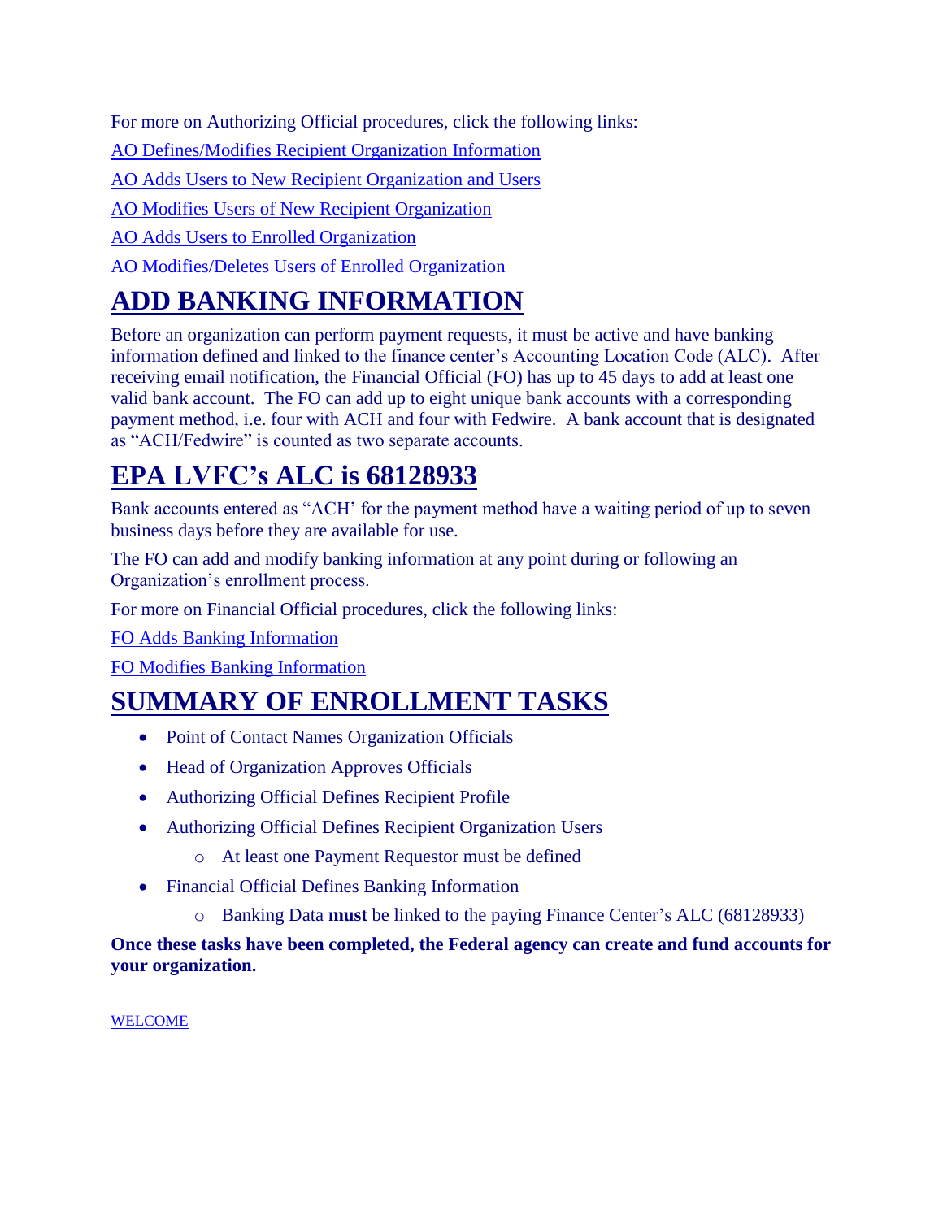For more on Authorizing Official procedures, click the following links:

AO Defines/Modifies Recipient Organization Information

AO Adds Users to New Recipient Organization and Users

AO Modifies Users of New Recipient Organization

AO Adds Users to Enrolled Organization

AO Modifies/Deletes Users of Enrolled Organization

# ADD BANKING INFORMATION

Before an organization can perform payment requests, it must be active and have banking information defined and linked to the finance center's Accounting Location Code (ALC). After receiving email notification, the Financial Official (FO) has up to 45 days to add at least one valid bank account. The FO can add up to eight unique bank accounts with a corresponding payment method, i.e. four with ACH and four with Fedwire. A bank account that is designated as "ACH/Fedwire" is counted as two separate accounts.

# EPA LVFC's ALC is 68128933

Bank accounts entered as "ACH' for the payment method have a waiting period of up to seven business days before they are available for use.

The FO can add and modify banking information at any point during or following an Organization's enrollment process.

For more on Financial Official procedures, click the following links:

FO Adds Banking Information

FO Modifies Banking Information

# SUMMARY OF ENROLLMENT TASKS

- Point of Contact Names Organization Officials
- Head of Organization Approves Officials
- Authorizing Official Defines Recipient Profile
- Authorizing Official Defines Recipient Organization Users
  - At least one Payment Requestor must be defined
- Financial Official Defines Banking Information
  - Banking Data **must** be linked to the paying Finance Center's ALC (68128933)

**Once these tasks have been completed, the Federal agency can create and fund accounts for your organization.**

WELCOME